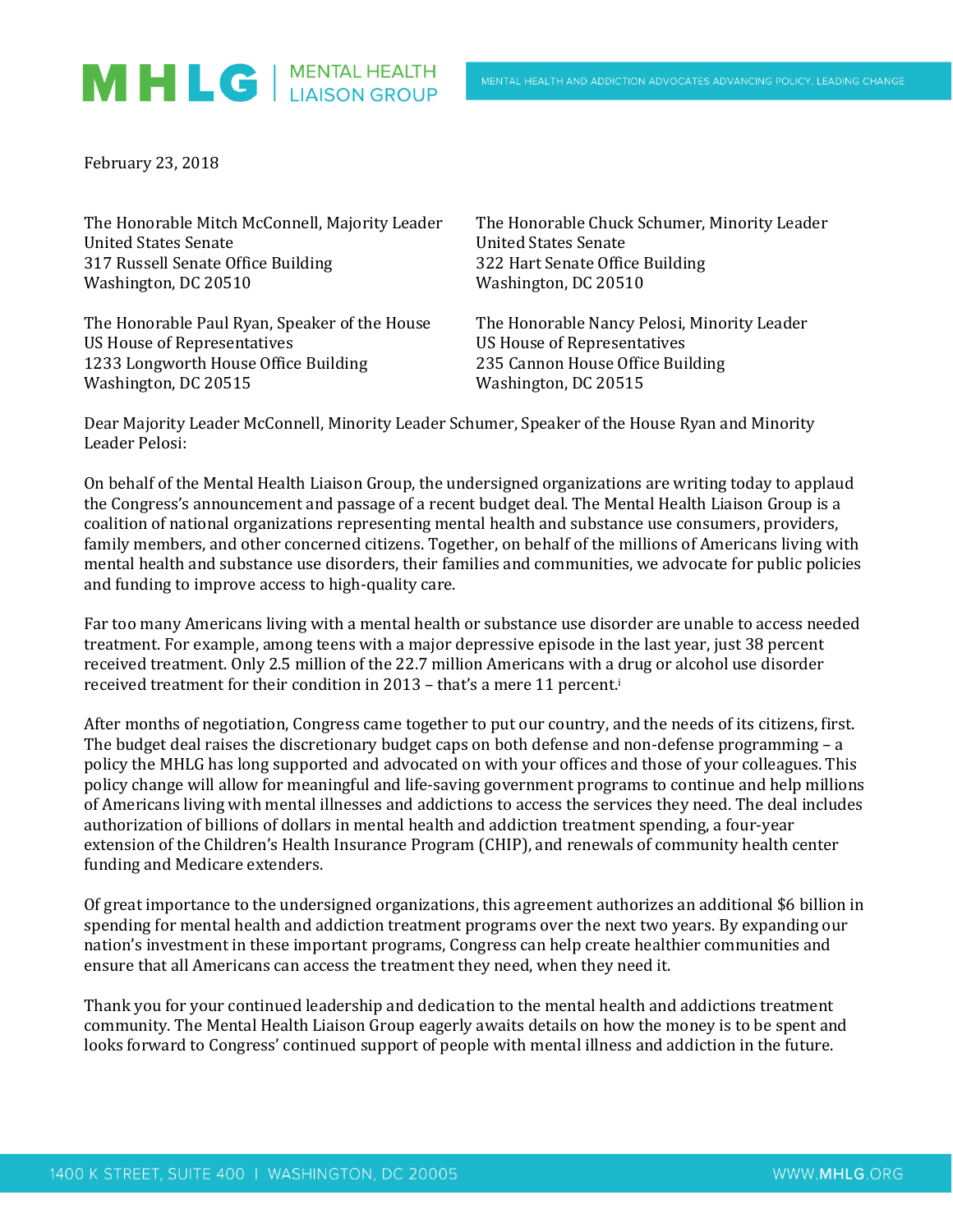# MHLG | MENTAL HEALTH LIAISON GROUP

MENTAL HEALTH AND ADDICTION ADVOCATES ADVANCING POLICY, LEADING CHANGE

February 23, 2018

The Honorable Mitch McConnell, Majority Leader
United States Senate
317 Russell Senate Office Building
Washington, DC 20510

The Honorable Chuck Schumer, Minority Leader
United States Senate
322 Hart Senate Office Building
Washington, DC 20510

The Honorable Paul Ryan, Speaker of the House
US House of Representatives
1233 Longworth House Office Building
Washington, DC 20515

The Honorable Nancy Pelosi, Minority Leader
US House of Representatives
235 Cannon House Office Building
Washington, DC 20515

Dear Majority Leader McConnell, Minority Leader Schumer, Speaker of the House Ryan and Minority Leader Pelosi:

On behalf of the Mental Health Liaison Group, the undersigned organizations are writing today to applaud the Congress's announcement and passage of a recent budget deal. The Mental Health Liaison Group is a coalition of national organizations representing mental health and substance use consumers, providers, family members, and other concerned citizens. Together, on behalf of the millions of Americans living with mental health and substance use disorders, their families and communities, we advocate for public policies and funding to improve access to high-quality care.

Far too many Americans living with a mental health or substance use disorder are unable to access needed treatment. For example, among teens with a major depressive episode in the last year, just 38 percent received treatment. Only 2.5 million of the 22.7 million Americans with a drug or alcohol use disorder received treatment for their condition in 2013 – that's a mere 11 percent.[i]

After months of negotiation, Congress came together to put our country, and the needs of its citizens, first. The budget deal raises the discretionary budget caps on both defense and non-defense programming – a policy the MHLG has long supported and advocated on with your offices and those of your colleagues. This policy change will allow for meaningful and life-saving government programs to continue and help millions of Americans living with mental illnesses and addictions to access the services they need. The deal includes authorization of billions of dollars in mental health and addiction treatment spending, a four-year extension of the Children's Health Insurance Program (CHIP), and renewals of community health center funding and Medicare extenders.

Of great importance to the undersigned organizations, this agreement authorizes an additional $6 billion in spending for mental health and addiction treatment programs over the next two years. By expanding our nation's investment in these important programs, Congress can help create healthier communities and ensure that all Americans can access the treatment they need, when they need it.

Thank you for your continued leadership and dedication to the mental health and addictions treatment community. The Mental Health Liaison Group eagerly awaits details on how the money is to be spent and looks forward to Congress' continued support of people with mental illness and addiction in the future.

1400 K STREET, SUITE 400 | WASHINGTON, DC 20005 WWW.MHLG.ORG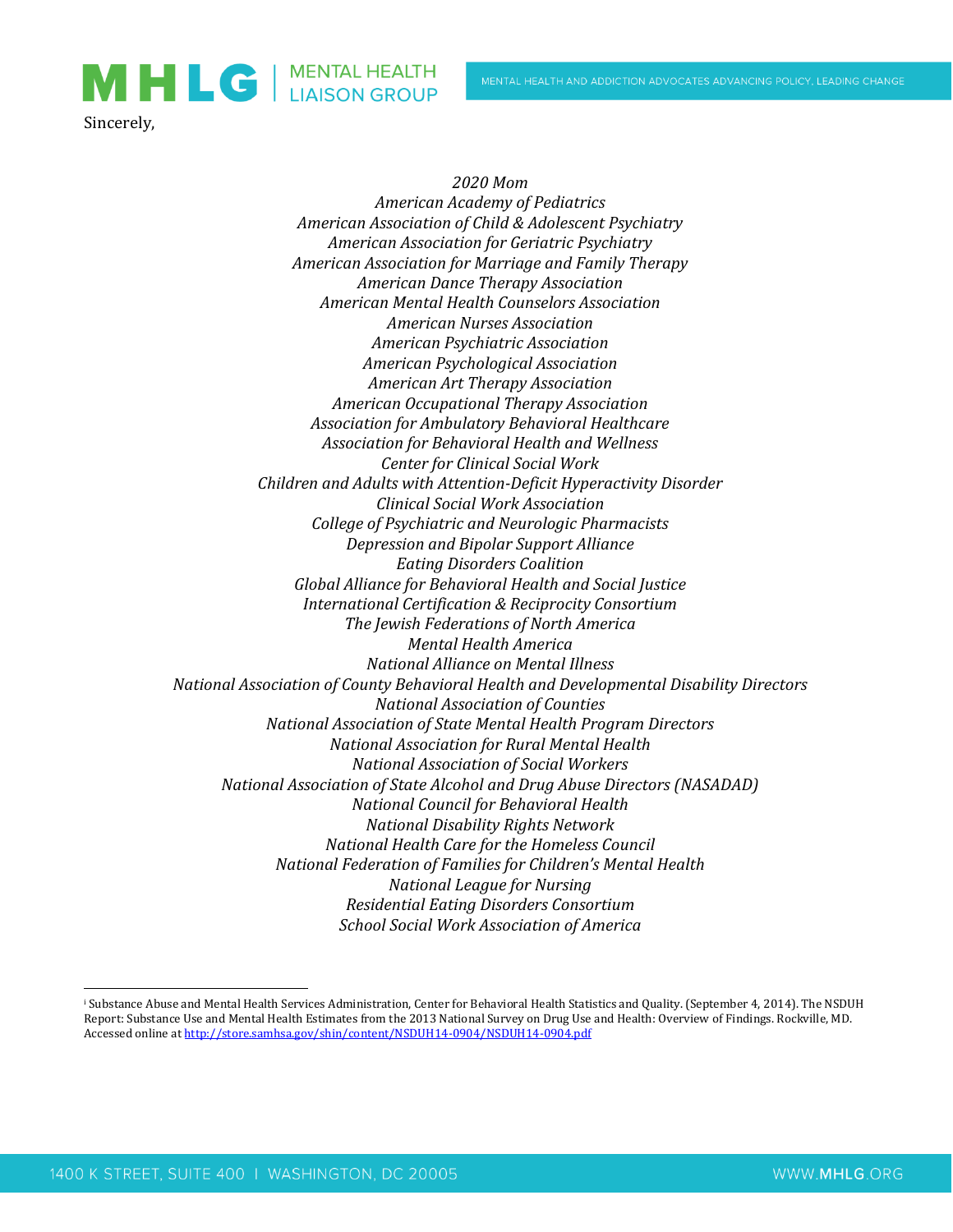Sincerely,

*2020 Mom*
*American Academy of Pediatrics*
*American Association of Child & Adolescent Psychiatry*
*American Association for Geriatric Psychiatry*
*American Association for Marriage and Family Therapy*
*American Dance Therapy Association*
*American Mental Health Counselors Association*
*American Nurses Association*
*American Psychiatric Association*
*American Psychological Association*
*American Art Therapy Association*
*American Occupational Therapy Association*
*Association for Ambulatory Behavioral Healthcare*
*Association for Behavioral Health and Wellness*
*Center for Clinical Social Work*
*Children and Adults with Attention-Deficit Hyperactivity Disorder*
*Clinical Social Work Association*
*College of Psychiatric and Neurologic Pharmacists*
*Depression and Bipolar Support Alliance*
*Eating Disorders Coalition*
*Global Alliance for Behavioral Health and Social Justice*
*International Certification & Reciprocity Consortium*
*The Jewish Federations of North America*
*Mental Health America*
*National Alliance on Mental Illness*
*National Association of County Behavioral Health and Developmental Disability Directors*
*National Association of Counties*
*National Association of State Mental Health Program Directors*
*National Association for Rural Mental Health*
*National Association of Social Workers*
*National Association of State Alcohol and Drug Abuse Directors (NASADAD)*
*National Council for Behavioral Health*
*National Disability Rights Network*
*National Health Care for the Homeless Council*
*National Federation of Families for Children's Mental Health*
*National League for Nursing*
*Residential Eating Disorders Consortium*
*School Social Work Association of America*

---

[i] Substance Abuse and Mental Health Services Administration, Center for Behavioral Health Statistics and Quality. (September 4, 2014). The NSDUH Report: Substance Use and Mental Health Estimates from the 2013 National Survey on Drug Use and Health: Overview of Findings. Rockville, MD. Accessed online at http://store.samhsa.gov/shin/content/NSDUH14-0904/NSDUH14-0904.pdf